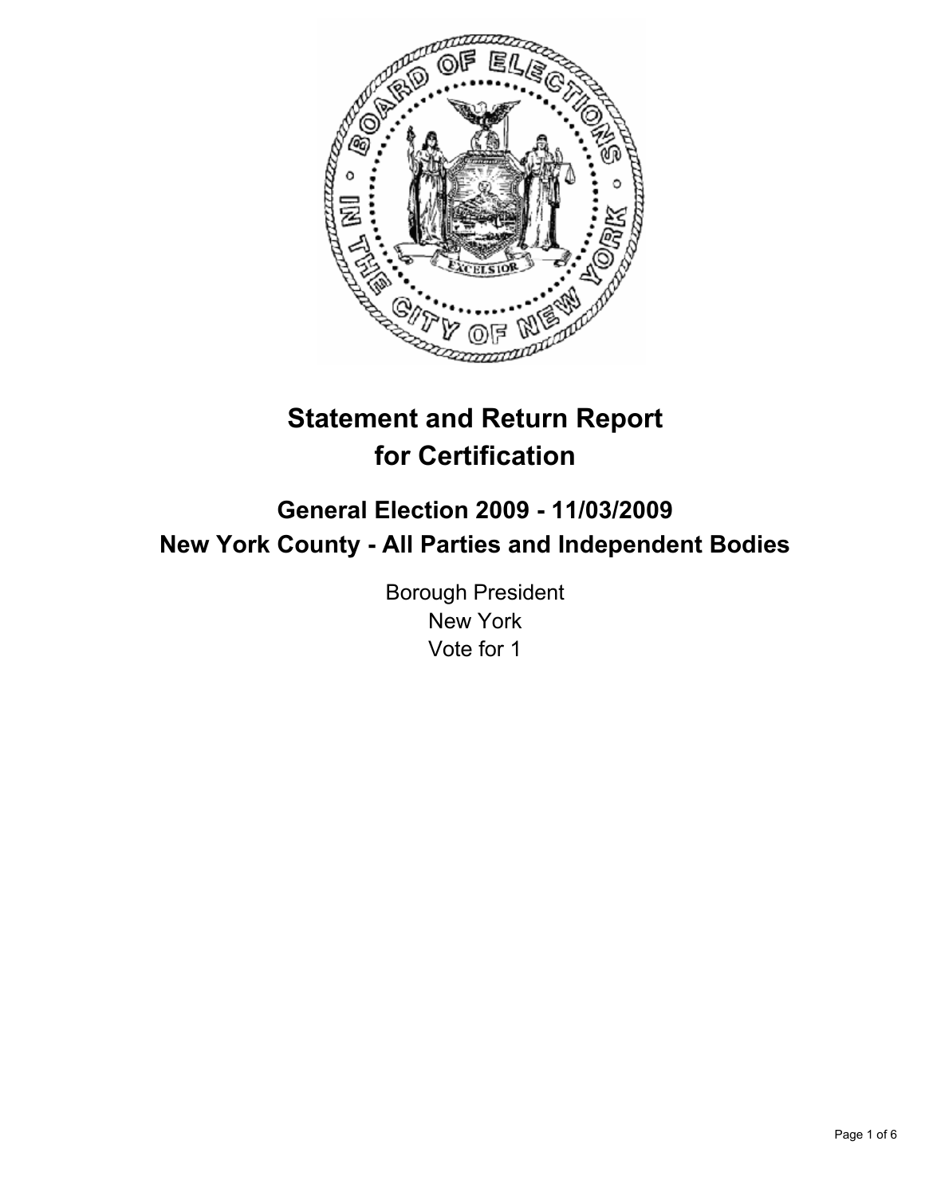# Statement and Return Report for Certification

## General Election 2009 - 11/03/2009
## New York County - All Parties and Independent Bodies

Borough President
New York
Vote for 1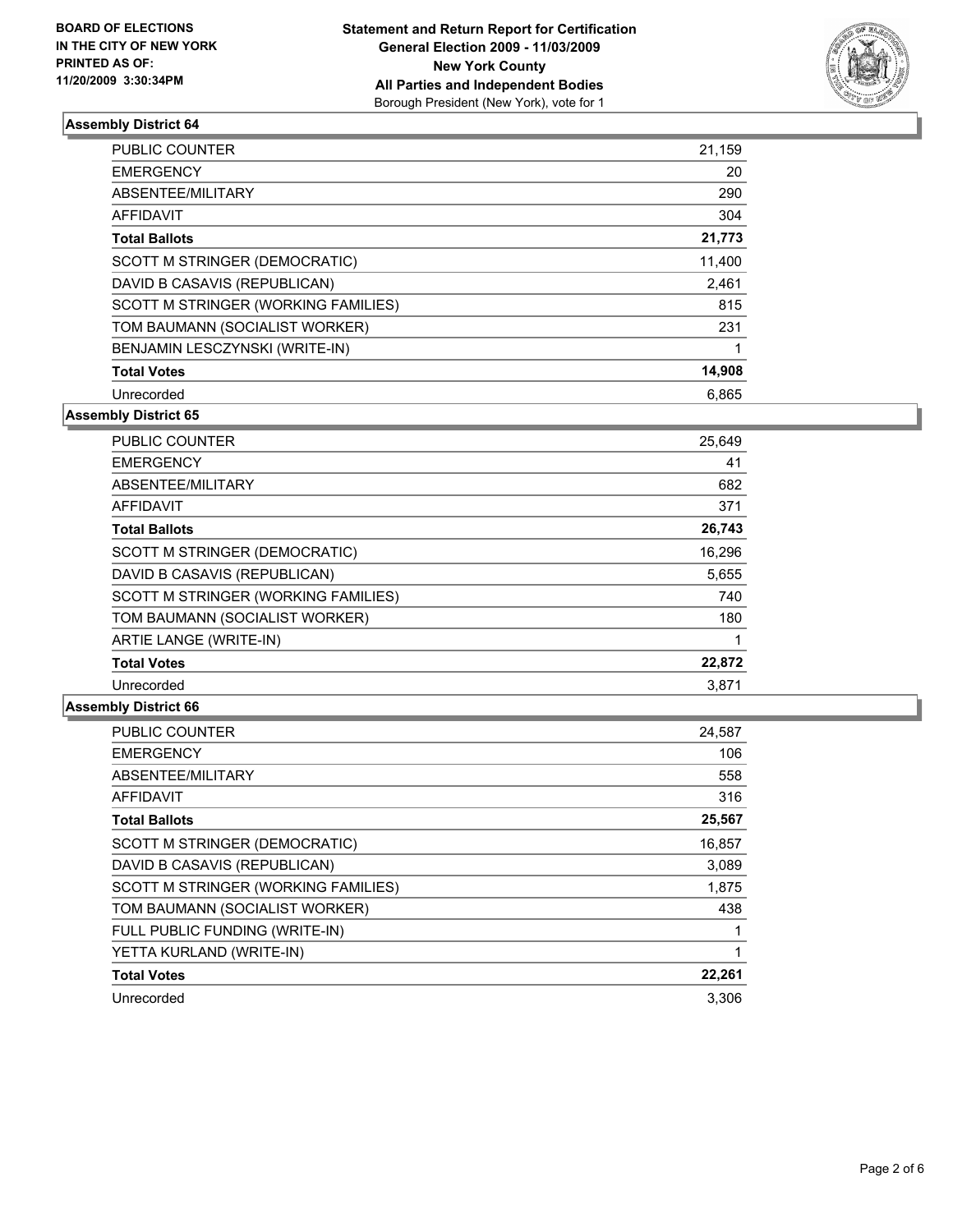**BOARD OF ELECTIONS IN THE CITY OF NEW YORK PRINTED AS OF: 11/20/2009 3:30:34PM**

**Statement and Return Report for Certification General Election 2009 - 11/03/2009 New York County All Parties and Independent Bodies**
Borough President (New York), vote for 1

### Assembly District 64

| | |
|---|---|
| PUBLIC COUNTER | 21,159 |
| EMERGENCY | 20 |
| ABSENTEE/MILITARY | 290 |
| AFFIDAVIT | 304 |
| **Total Ballots** | **21,773** |
| SCOTT M STRINGER (DEMOCRATIC) | 11,400 |
| DAVID B CASAVIS (REPUBLICAN) | 2,461 |
| SCOTT M STRINGER (WORKING FAMILIES) | 815 |
| TOM BAUMANN (SOCIALIST WORKER) | 231 |
| BENJAMIN LESCZYNSKI (WRITE-IN) | 1 |
| **Total Votes** | **14,908** |
| Unrecorded | 6,865 |

### Assembly District 65

| | |
|---|---|
| PUBLIC COUNTER | 25,649 |
| EMERGENCY | 41 |
| ABSENTEE/MILITARY | 682 |
| AFFIDAVIT | 371 |
| **Total Ballots** | **26,743** |
| SCOTT M STRINGER (DEMOCRATIC) | 16,296 |
| DAVID B CASAVIS (REPUBLICAN) | 5,655 |
| SCOTT M STRINGER (WORKING FAMILIES) | 740 |
| TOM BAUMANN (SOCIALIST WORKER) | 180 |
| ARTIE LANGE (WRITE-IN) | 1 |
| **Total Votes** | **22,872** |
| Unrecorded | 3,871 |

### Assembly District 66

| | |
|---|---|
| PUBLIC COUNTER | 24,587 |
| EMERGENCY | 106 |
| ABSENTEE/MILITARY | 558 |
| AFFIDAVIT | 316 |
| **Total Ballots** | **25,567** |
| SCOTT M STRINGER (DEMOCRATIC) | 16,857 |
| DAVID B CASAVIS (REPUBLICAN) | 3,089 |
| SCOTT M STRINGER (WORKING FAMILIES) | 1,875 |
| TOM BAUMANN (SOCIALIST WORKER) | 438 |
| FULL PUBLIC FUNDING (WRITE-IN) | 1 |
| YETTA KURLAND (WRITE-IN) | 1 |
| **Total Votes** | **22,261** |
| Unrecorded | 3,306 |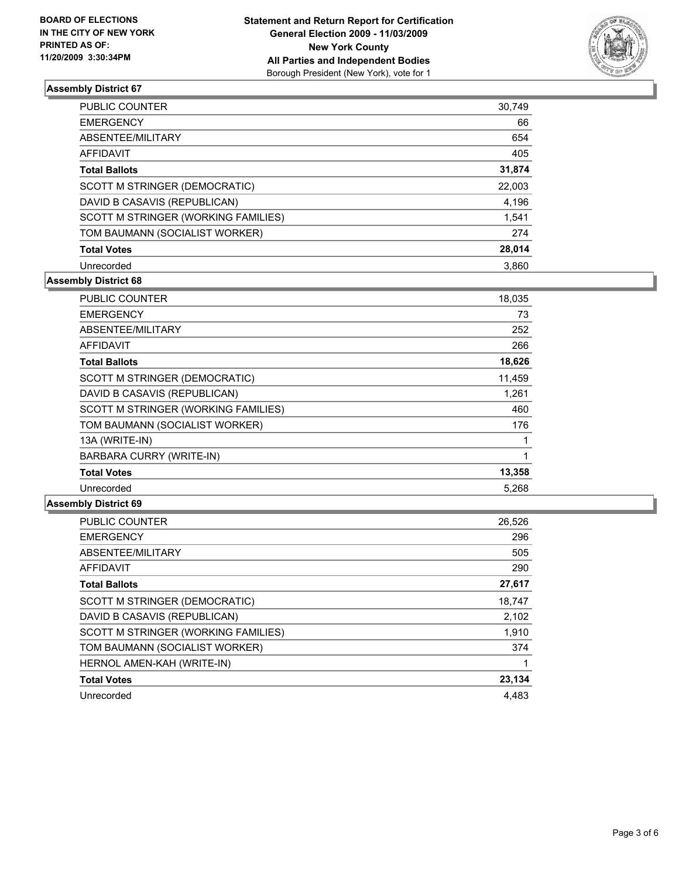BOARD OF ELECTIONS
IN THE CITY OF NEW YORK
PRINTED AS OF:
11/20/2009 3:30:34PM

**Statement and Return Report for Certification**
**General Election 2009 - 11/03/2009**
**New York County**
**All Parties and Independent Bodies**
Borough President (New York), vote for 1

### Assembly District 67

| | |
|---|---|
| PUBLIC COUNTER | 30,749 |
| EMERGENCY | 66 |
| ABSENTEE/MILITARY | 654 |
| AFFIDAVIT | 405 |
| **Total Ballots** | **31,874** |
| SCOTT M STRINGER (DEMOCRATIC) | 22,003 |
| DAVID B CASAVIS (REPUBLICAN) | 4,196 |
| SCOTT M STRINGER (WORKING FAMILIES) | 1,541 |
| TOM BAUMANN (SOCIALIST WORKER) | 274 |
| **Total Votes** | **28,014** |
| Unrecorded | 3,860 |

### Assembly District 68

| | |
|---|---|
| PUBLIC COUNTER | 18,035 |
| EMERGENCY | 73 |
| ABSENTEE/MILITARY | 252 |
| AFFIDAVIT | 266 |
| **Total Ballots** | **18,626** |
| SCOTT M STRINGER (DEMOCRATIC) | 11,459 |
| DAVID B CASAVIS (REPUBLICAN) | 1,261 |
| SCOTT M STRINGER (WORKING FAMILIES) | 460 |
| TOM BAUMANN (SOCIALIST WORKER) | 176 |
| 13A (WRITE-IN) | 1 |
| BARBARA CURRY (WRITE-IN) | 1 |
| **Total Votes** | **13,358** |
| Unrecorded | 5,268 |

### Assembly District 69

| | |
|---|---|
| PUBLIC COUNTER | 26,526 |
| EMERGENCY | 296 |
| ABSENTEE/MILITARY | 505 |
| AFFIDAVIT | 290 |
| **Total Ballots** | **27,617** |
| SCOTT M STRINGER (DEMOCRATIC) | 18,747 |
| DAVID B CASAVIS (REPUBLICAN) | 2,102 |
| SCOTT M STRINGER (WORKING FAMILIES) | 1,910 |
| TOM BAUMANN (SOCIALIST WORKER) | 374 |
| HERNOL AMEN-KAH (WRITE-IN) | 1 |
| **Total Votes** | **23,134** |
| Unrecorded | 4,483 |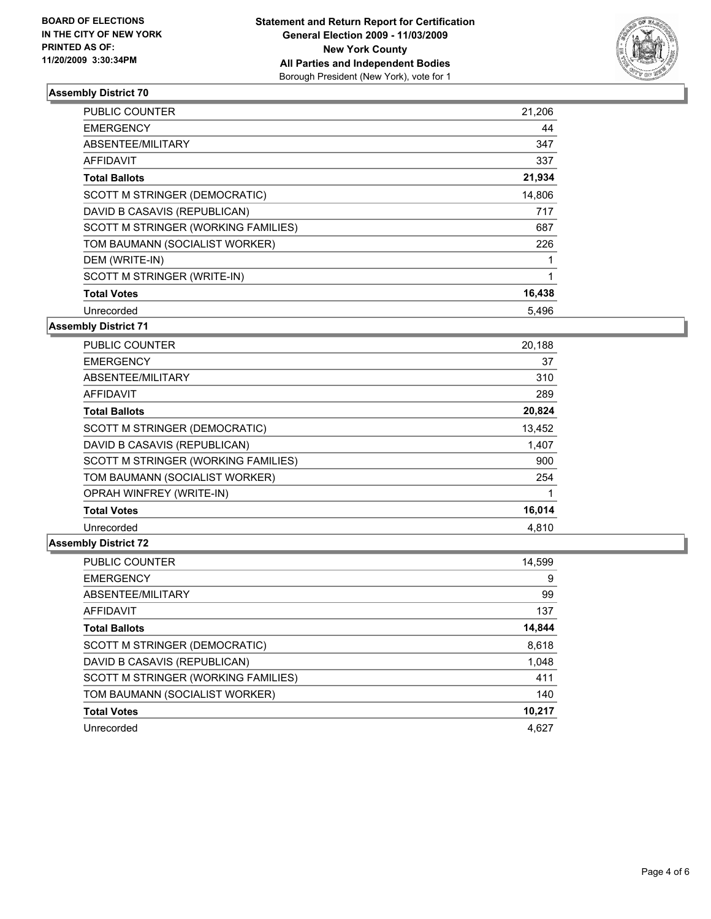**BOARD OF ELECTIONS IN THE CITY OF NEW YORK PRINTED AS OF: 11/20/2009 3:30:34PM**

**Statement and Return Report for Certification General Election 2009 - 11/03/2009 New York County All Parties and Independent Bodies**
Borough President (New York), vote for 1

### Assembly District 70

| | |
|---|---|
| PUBLIC COUNTER | 21,206 |
| EMERGENCY | 44 |
| ABSENTEE/MILITARY | 347 |
| AFFIDAVIT | 337 |
| **Total Ballots** | **21,934** |
| SCOTT M STRINGER (DEMOCRATIC) | 14,806 |
| DAVID B CASAVIS (REPUBLICAN) | 717 |
| SCOTT M STRINGER (WORKING FAMILIES) | 687 |
| TOM BAUMANN (SOCIALIST WORKER) | 226 |
| DEM (WRITE-IN) | 1 |
| SCOTT M STRINGER (WRITE-IN) | 1 |
| **Total Votes** | **16,438** |
| Unrecorded | 5,496 |

### Assembly District 71

| | |
|---|---|
| PUBLIC COUNTER | 20,188 |
| EMERGENCY | 37 |
| ABSENTEE/MILITARY | 310 |
| AFFIDAVIT | 289 |
| **Total Ballots** | **20,824** |
| SCOTT M STRINGER (DEMOCRATIC) | 13,452 |
| DAVID B CASAVIS (REPUBLICAN) | 1,407 |
| SCOTT M STRINGER (WORKING FAMILIES) | 900 |
| TOM BAUMANN (SOCIALIST WORKER) | 254 |
| OPRAH WINFREY (WRITE-IN) | 1 |
| **Total Votes** | **16,014** |
| Unrecorded | 4,810 |

### Assembly District 72

| | |
|---|---|
| PUBLIC COUNTER | 14,599 |
| EMERGENCY | 9 |
| ABSENTEE/MILITARY | 99 |
| AFFIDAVIT | 137 |
| **Total Ballots** | **14,844** |
| SCOTT M STRINGER (DEMOCRATIC) | 8,618 |
| DAVID B CASAVIS (REPUBLICAN) | 1,048 |
| SCOTT M STRINGER (WORKING FAMILIES) | 411 |
| TOM BAUMANN (SOCIALIST WORKER) | 140 |
| **Total Votes** | **10,217** |
| Unrecorded | 4,627 |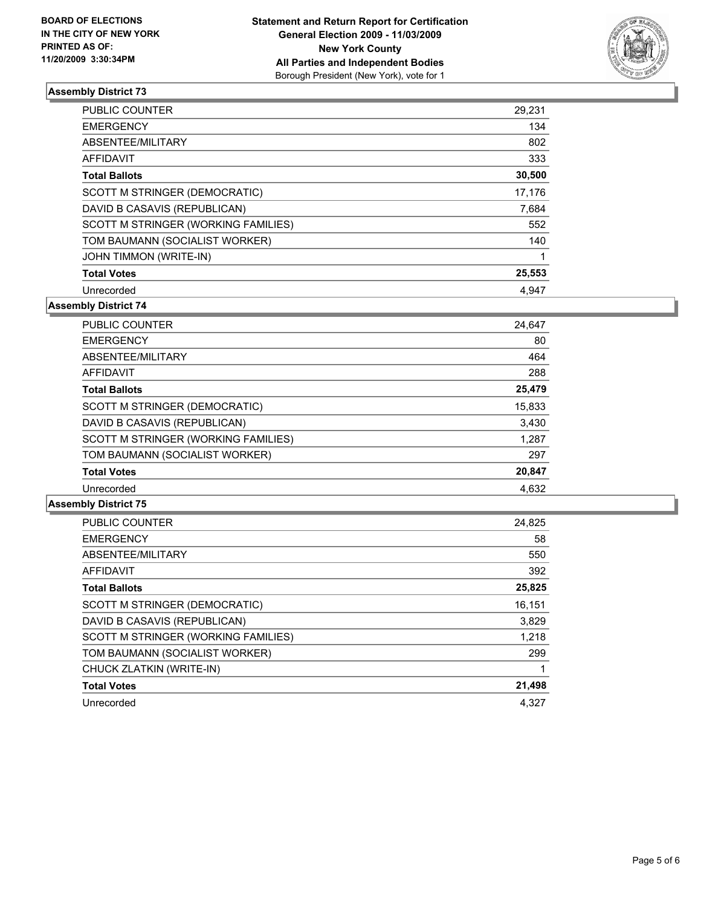**BOARD OF ELECTIONS IN THE CITY OF NEW YORK PRINTED AS OF: 11/20/2009 3:30:34PM**

**Statement and Return Report for Certification General Election 2009 - 11/03/2009 New York County All Parties and Independent Bodies**
Borough President (New York), vote for 1

### Assembly District 73

| | |
|---|---|
| PUBLIC COUNTER | 29,231 |
| EMERGENCY | 134 |
| ABSENTEE/MILITARY | 802 |
| AFFIDAVIT | 333 |
| **Total Ballots** | **30,500** |
| SCOTT M STRINGER (DEMOCRATIC) | 17,176 |
| DAVID B CASAVIS (REPUBLICAN) | 7,684 |
| SCOTT M STRINGER (WORKING FAMILIES) | 552 |
| TOM BAUMANN (SOCIALIST WORKER) | 140 |
| JOHN TIMMON (WRITE-IN) | 1 |
| **Total Votes** | **25,553** |
| Unrecorded | 4,947 |

### Assembly District 74

| | |
|---|---|
| PUBLIC COUNTER | 24,647 |
| EMERGENCY | 80 |
| ABSENTEE/MILITARY | 464 |
| AFFIDAVIT | 288 |
| **Total Ballots** | **25,479** |
| SCOTT M STRINGER (DEMOCRATIC) | 15,833 |
| DAVID B CASAVIS (REPUBLICAN) | 3,430 |
| SCOTT M STRINGER (WORKING FAMILIES) | 1,287 |
| TOM BAUMANN (SOCIALIST WORKER) | 297 |
| **Total Votes** | **20,847** |
| Unrecorded | 4,632 |

### Assembly District 75

| | |
|---|---|
| PUBLIC COUNTER | 24,825 |
| EMERGENCY | 58 |
| ABSENTEE/MILITARY | 550 |
| AFFIDAVIT | 392 |
| **Total Ballots** | **25,825** |
| SCOTT M STRINGER (DEMOCRATIC) | 16,151 |
| DAVID B CASAVIS (REPUBLICAN) | 3,829 |
| SCOTT M STRINGER (WORKING FAMILIES) | 1,218 |
| TOM BAUMANN (SOCIALIST WORKER) | 299 |
| CHUCK ZLATKIN (WRITE-IN) | 1 |
| **Total Votes** | **21,498** |
| Unrecorded | 4,327 |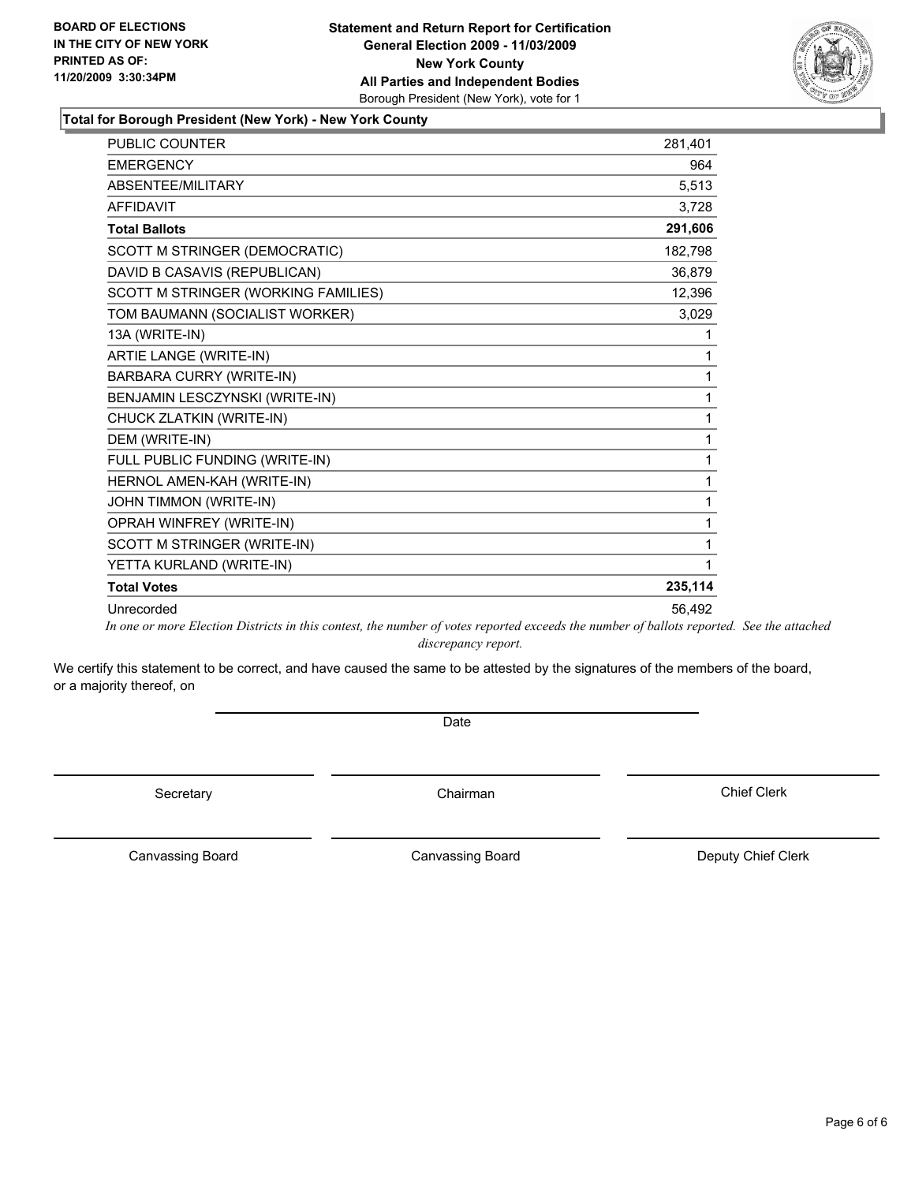**BOARD OF ELECTIONS IN THE CITY OF NEW YORK PRINTED AS OF: 11/20/2009 3:30:34PM**

**Statement and Return Report for Certification General Election 2009 - 11/03/2009 New York County All Parties and Independent Bodies**

Borough President (New York), vote for 1

**Total for Borough President (New York) - New York County**

| | |
|---|---|
| PUBLIC COUNTER | 281,401 |
| EMERGENCY | 964 |
| ABSENTEE/MILITARY | 5,513 |
| AFFIDAVIT | 3,728 |
| **Total Ballots** | **291,606** |
| SCOTT M STRINGER (DEMOCRATIC) | 182,798 |
| DAVID B CASAVIS (REPUBLICAN) | 36,879 |
| SCOTT M STRINGER (WORKING FAMILIES) | 12,396 |
| TOM BAUMANN (SOCIALIST WORKER) | 3,029 |
| 13A (WRITE-IN) | 1 |
| ARTIE LANGE (WRITE-IN) | 1 |
| BARBARA CURRY (WRITE-IN) | 1 |
| BENJAMIN LESCZYNSKI (WRITE-IN) | 1 |
| CHUCK ZLATKIN (WRITE-IN) | 1 |
| DEM (WRITE-IN) | 1 |
| FULL PUBLIC FUNDING (WRITE-IN) | 1 |
| HERNOL AMEN-KAH (WRITE-IN) | 1 |
| JOHN TIMMON (WRITE-IN) | 1 |
| OPRAH WINFREY (WRITE-IN) | 1 |
| SCOTT M STRINGER (WRITE-IN) | 1 |
| YETTA KURLAND (WRITE-IN) | 1 |
| **Total Votes** | **235,114** |
| Unrecorded | 56,492 |

*In one or more Election Districts in this contest, the number of votes reported exceeds the number of ballots reported. See the attached discrepancy report.*

We certify this statement to be correct, and have caused the same to be attested by the signatures of the members of the board, or a majority thereof, on

Date

Secretary

Chairman

Chief Clerk

Canvassing Board

Canvassing Board

Deputy Chief Clerk